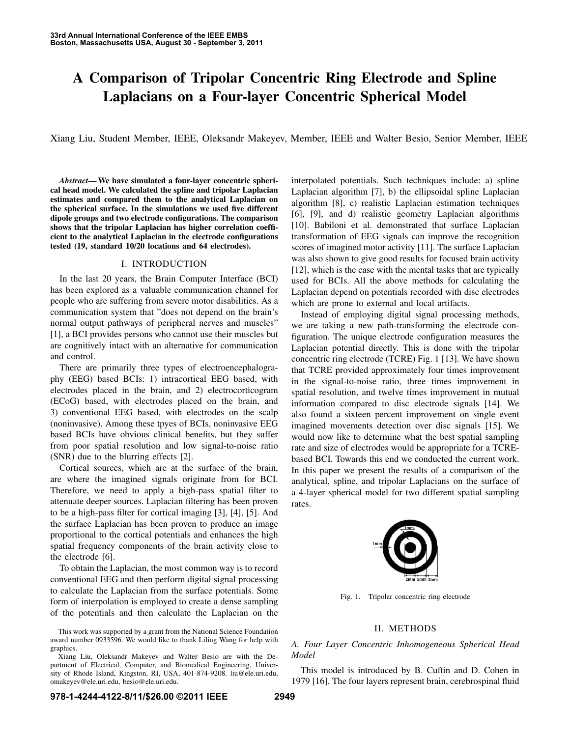# A Comparison of Tripolar Concentric Ring Electrode and Spline Laplacians on a Four-layer Concentric Spherical Model

Xiang Liu, Student Member, IEEE, Oleksandr Makeyev, Member, IEEE and Walter Besio, Senior Member, IEEE

***Abstract*— We have simulated a four-layer concentric spherical head model. We calculated the spline and tripolar Laplacian estimates and compared them to the analytical Laplacian on the spherical surface. In the simulations we used five different dipole groups and two electrode configurations. The comparison shows that the tripolar Laplacian has higher correlation coefficient to the analytical Laplacian in the electrode configurations tested (19, standard 10/20 locations and 64 electrodes).**

## I. INTRODUCTION

In the last 20 years, the Brain Computer Interface (BCI) has been explored as a valuable communication channel for people who are suffering from severe motor disabilities. As a communication system that "does not depend on the brain's normal output pathways of peripheral nerves and muscles" [1], a BCI provides persons who cannot use their muscles but are cognitively intact with an alternative for communication and control.

There are primarily three types of electroencephalography (EEG) based BCIs: 1) intracortical EEG based, with electrodes placed in the brain, and 2) electrocorticogram (ECoG) based, with electrodes placed on the brain, and 3) conventional EEG based, with electrodes on the scalp (noninvasive). Among these tpyes of BCIs, noninvasive EEG based BCIs have obvious clinical benefits, but they suffer from poor spatial resolution and low signal-to-noise ratio (SNR) due to the blurring effects [2].

Cortical sources, which are at the surface of the brain, are where the imagined signals originate from for BCI. Therefore, we need to apply a high-pass spatial filter to attenuate deeper sources. Laplacian filtering has been proven to be a high-pass filter for cortical imaging [3], [4], [5]. And the surface Laplacian has been proven to produce an image proportional to the cortical potentials and enhances the high spatial frequency components of the brain activity close to the electrode [6].

To obtain the Laplacian, the most common way is to record conventional EEG and then perform digital signal processing to calculate the Laplacian from the surface potentials. Some form of interpolation is employed to create a dense sampling of the potentials and then calculate the Laplacian on the interpolated potentials. Such techniques include: a) spline Laplacian algorithm [7], b) the ellipsoidal spline Laplacian algorithm [8], c) realistic Laplacian estimation techniques [6], [9], and d) realistic geometry Laplacian algorithms [10]. Babiloni et al. demonstrated that surface Laplacian transformation of EEG signals can improve the recognition scores of imagined motor activity [11]. The surface Laplacian was also shown to give good results for focused brain activity [12], which is the case with the mental tasks that are typically used for BCIs. All the above methods for calculating the Laplacian depend on potentials recorded with disc electrodes which are prone to external and local artifacts.

Instead of employing digital signal processing methods, we are taking a new path-transforming the electrode configuration. The unique electrode configuration measures the Laplacian potential directly. This is done with the tripolar concentric ring electrode (TCRE) Fig. 1 [13]. We have shown that TCRE provided approximately four times improvement in the signal-to-noise ratio, three times improvement in spatial resolution, and twelve times improvement in mutual information compared to disc electrode signals [14]. We also found a sixteen percent improvement on single event imagined movements detection over disc signals [15]. We would now like to determine what the best spatial sampling rate and size of electrodes would be appropriate for a TCRE-based BCI. Towards this end we conducted the current work. In this paper we present the results of a comparison of the analytical, spline, and tripolar Laplacians on the surface of a 4-layer spherical model for two different spatial sampling rates.

Fig. 1. Tripolar concentric ring electrode

## II. METHODS

### *A. Four Layer Concentric Inhomogeneous Spherical Head Model*

This model is introduced by B. Cuffin and D. Cohen in 1979 [16]. The four layers represent brain, cerebrospinal fluid

This work was supported by a grant from the National Science Foundation award number 0933596. We would like to thank Liling Wang for help with graphics.

Xiang Liu, Oleksandr Makeyev and Walter Besio are with the Department of Electrical, Computer, and Biomedical Engineering, University of Rhode Island, Kingston, RI, USA, 401-874-9208. liu@ele.uri.edu, omakeyev@ele.uri.edu, besio@ele.uri.edu.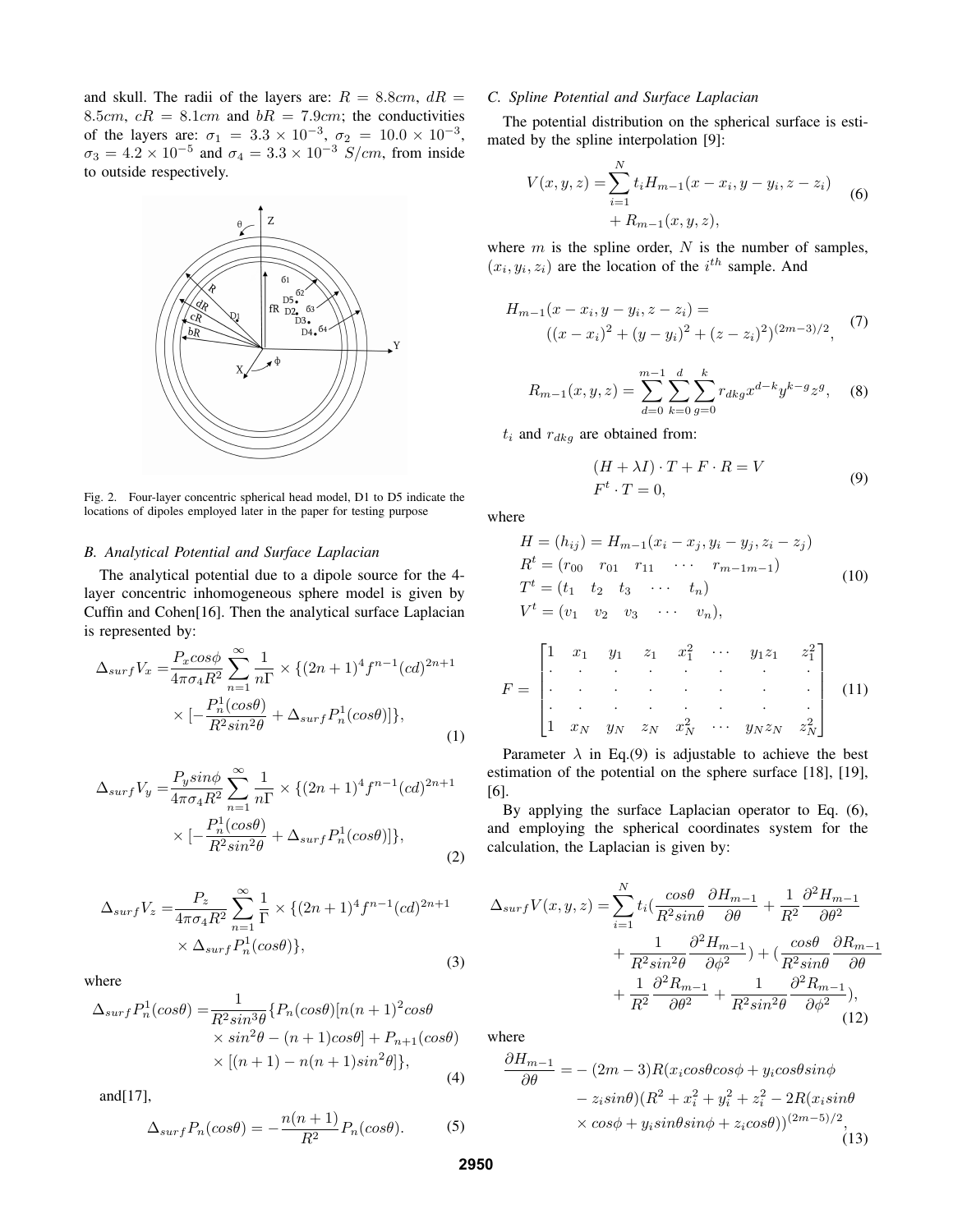and skull. The radii of the layers are: $R = 8.8cm$, $dR = 8.5cm$, $cR = 8.1cm$ and $bR = 7.9cm$; the conductivities of the layers are: $\sigma_1 = 3.3 \times 10^{-3}$, $\sigma_2 = 10.0 \times 10^{-3}$, $\sigma_3 = 4.2 \times 10^{-5}$ and $\sigma_4 = 3.3 \times 10^{-3}$ $S/cm$, from inside to outside respectively.

Fig. 2. Four-layer concentric spherical head model, D1 to D5 indicate the locations of dipoles employed later in the paper for testing purpose

### B. Analytical Potential and Surface Laplacian

The analytical potential due to a dipole source for the 4-layer concentric inhomogeneous sphere model is given by Cuffin and Cohen[16]. Then the analytical surface Laplacian is represented by:

$$\Delta_{surf} V_x = \frac{P_x cos\phi}{4\pi\sigma_4 R^2} \sum_{n=1}^{\infty} \frac{1}{n\Gamma} \times \{(2n+1)^4 f^{n-1} (cd)^{2n+1} \times [-\frac{P_n^1(cos\theta)}{R^2 sin^2\theta} + \Delta_{surf} P_n^1(cos\theta)]\}, \tag{1}$$

$$\Delta_{surf} V_y = \frac{P_y sin\phi}{4\pi\sigma_4 R^2} \sum_{n=1}^{\infty} \frac{1}{n\Gamma} \times \{(2n+1)^4 f^{n-1} (cd)^{2n+1} \times [-\frac{P_n^1(cos\theta)}{R^2 sin^2\theta} + \Delta_{surf} P_n^1(cos\theta)]\}, \tag{2}$$

$$\Delta_{surf} V_z = \frac{P_z}{4\pi\sigma_4 R^2} \sum_{n=1}^{\infty} \frac{1}{\Gamma} \times \{(2n+1)^4 f^{n-1} (cd)^{2n+1} \times \Delta_{surf} P_n^1(cos\theta)\}, \tag{3}$$

where

$$\Delta_{surf} P_n^1(cos\theta) = \frac{1}{R^2 sin^3\theta} \{P_n(cos\theta)[n(n+1)^2 cos\theta \times sin^2\theta - (n+1)cos\theta] + P_{n+1}(cos\theta) \times [(n+1) - n(n+1)sin^2\theta]\}, \tag{4}$$

and[17],

$$\Delta_{surf} P_n(cos\theta) = -\frac{n(n+1)}{R^2} P_n(cos\theta). \tag{5}$$

### C. Spline Potential and Surface Laplacian

The potential distribution on the spherical surface is estimated by the spline interpolation [9]:

$$V(x,y,z) = \sum_{i=1}^{N} t_i H_{m-1}(x-x_i, y-y_i, z-z_i) + R_{m-1}(x,y,z), \tag{6}$$

where $m$ is the spline order, $N$ is the number of samples, $(x_i, y_i, z_i)$ are the location of the $i^{th}$ sample. And

$$H_{m-1}(x-x_i, y-y_i, z-z_i) = ((x-x_i)^2 + (y-y_i)^2 + (z-z_i)^2)^{(2m-3)/2}, \tag{7}$$

$$R_{m-1}(x,y,z) = \sum_{d=0}^{m-1} \sum_{k=0}^{d} \sum_{g=0}^{k} r_{dkg} x^{d-k} y^{k-g} z^g, \tag{8}$$

$t_i$ and $r_{dkg}$ are obtained from:

$$\begin{aligned} (H + \lambda I) \cdot T + F \cdot R &= V \\ F^t \cdot T &= 0, \end{aligned} \tag{9}$$

where

$$\begin{aligned} H &= (h_{ij}) = H_{m-1}(x_i - x_j, y_i - y_j, z_i - z_j) \\ R^t &= (r_{00} \quad r_{01} \quad r_{11} \quad \cdots \quad r_{m-1m-1}) \\ T^t &= (t_1 \quad t_2 \quad t_3 \quad \cdots \quad t_n) \\ V^t &= (v_1 \quad v_2 \quad v_3 \quad \cdots \quad v_n), \end{aligned} \tag{10}$$

$$F = \begin{bmatrix} 1 & x_1 & y_1 & z_1 & x_1^2 & \cdots & y_1 z_1 & z_1^2 \\ . & . & . & . & . & . & . & . \\ . & . & . & . & . & . & . & . \\ . & . & . & . & . & . & . & . \\ 1 & x_N & y_N & z_N & x_N^2 & \cdots & y_N z_N & z_N^2 \end{bmatrix} \tag{11}$$

Parameter $\lambda$ in Eq.(9) is adjustable to achieve the best estimation of the potential on the sphere surface [18], [19], [6].

By applying the surface Laplacian operator to Eq. (6), and employing the spherical coordinates system for the calculation, the Laplacian is given by:

$$\Delta_{surf} V(x,y,z) = \sum_{i=1}^{N} t_i (\frac{cos\theta}{R^2 sin\theta} \frac{\partial H_{m-1}}{\partial\theta} + \frac{1}{R^2} \frac{\partial^2 H_{m-1}}{\partial\theta^2} + \frac{1}{R^2 sin^2\theta} \frac{\partial^2 H_{m-1}}{\partial\phi^2}) + (\frac{cos\theta}{R^2 sin\theta} \frac{\partial R_{m-1}}{\partial\theta} + \frac{1}{R^2} \frac{\partial^2 R_{m-1}}{\partial\theta^2} + \frac{1}{R^2 sin^2\theta} \frac{\partial^2 R_{m-1}}{\partial\phi^2}), \tag{12}$$

where

$$\frac{\partial H_{m-1}}{\partial\theta} = -(2m-3)R(x_i cos\theta cos\phi + y_i cos\theta sin\phi - z_i sin\theta)(R^2 + x_i^2 + y_i^2 + z_i^2 - 2R(x_i sin\theta \times cos\phi + y_i sin\theta sin\phi + z_i cos\theta))^{(2m-5)/2}, \tag{13}$$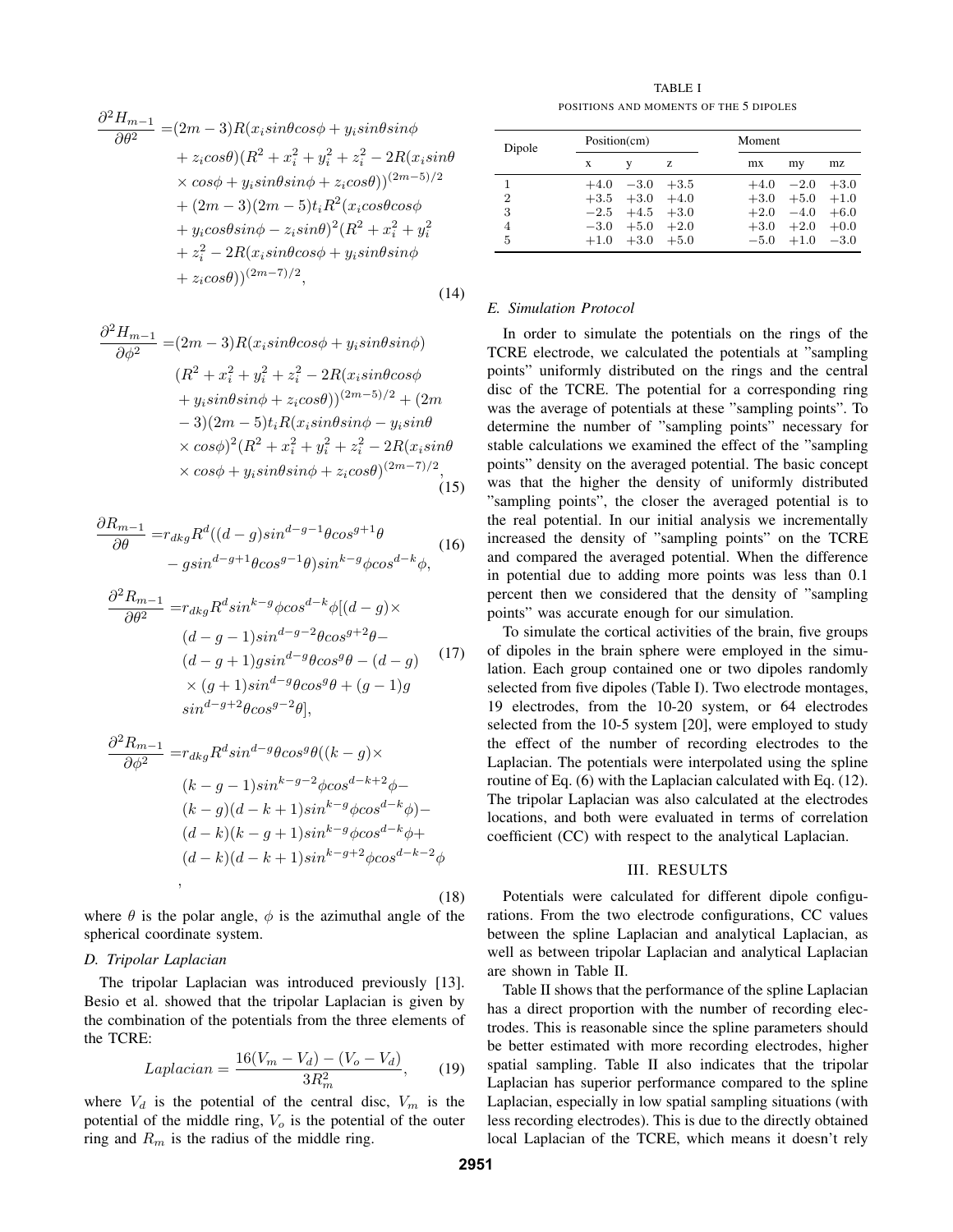$$\frac{\partial^2 H_{m-1}}{\partial \theta^2} = (2m-3)R(x_i sin\theta cos\phi + y_i sin\theta sin\phi + z_i cos\theta)(R^2 + x_i^2 + y_i^2 + z_i^2 - 2R(x_i sin\theta \times cos\phi + y_i sin\theta sin\phi + z_i cos\theta))^{(2m-5)/2} + (2m-3)(2m-5)t_i R^2 (x_i cos\theta cos\phi + y_i cos\theta sin\phi - z_i sin\theta)^2 (R^2 + x_i^2 + y_i^2 + z_i^2 - 2R(x_i sin\theta cos\phi + y_i sin\theta sin\phi + z_i cos\theta))^{(2m-7)/2}, \tag{14}$$

$$\frac{\partial^2 H_{m-1}}{\partial \phi^2} = (2m-3)R(x_i sin\theta cos\phi + y_i sin\theta sin\phi)(R^2 + x_i^2 + y_i^2 + z_i^2 - 2R(x_i sin\theta cos\phi + y_i sin\theta sin\phi + z_i cos\theta))^{(2m-5)/2} + (2m-3)(2m-5)t_i R(x_i sin\theta sin\phi - y_i sin\theta \times cos\phi)^2 (R^2 + x_i^2 + y_i^2 + z_i^2 - 2R(x_i sin\theta \times cos\phi + y_i sin\theta sin\phi + z_i cos\theta)^{(2m-7)/2}, \tag{15}$$

$$\frac{\partial R_{m-1}}{\partial \theta} = r_{dkg} R^d ((d-g) sin^{d-g-1}\theta cos^{g+1}\theta - g sin^{d-g+1}\theta cos^{g-1}\theta) sin^{k-g}\phi cos^{d-k}\phi, \tag{16}$$

$$\frac{\partial^2 R_{m-1}}{\partial \theta^2} = r_{dkg} R^d sin^{k-g}\phi cos^{d-k}\phi [(d-g) \times (d-g-1) sin^{d-g-2}\theta cos^{g+2}\theta - (d-g+1) g sin^{d-g}\theta cos^{g}\theta - (d-g) \times (g+1) sin^{d-g}\theta cos^{g}\theta + (g-1) g \, sin^{d-g+2}\theta cos^{g-2}\theta], \tag{17}$$

$$\frac{\partial^2 R_{m-1}}{\partial \phi^2} = r_{dkg} R^d sin^{d-g}\theta cos^{g}\theta ((k-g) \times (k-g-1) sin^{k-g-2}\phi cos^{d-k+2}\phi - (k-g)(d-k+1) sin^{k-g}\phi cos^{d-k}\phi) - (d-k)(k-g+1) sin^{k-g}\phi cos^{d-k}\phi + (d-k)(d-k+1) sin^{k-g+2}\phi cos^{d-k-2}\phi \,, \tag{18}$$

where $\theta$ is the polar angle, $\phi$ is the azimuthal angle of the spherical coordinate system.

### D. Tripolar Laplacian

The tripolar Laplacian was introduced previously [13]. Besio et al. showed that the tripolar Laplacian is given by the combination of the potentials from the three elements of the TCRE:

$$Laplacian = \frac{16(V_m - V_d) - (V_o - V_d)}{3R_m^2}, \tag{19}$$

where $V_d$ is the potential of the central disc, $V_m$ is the potential of the middle ring, $V_o$ is the potential of the outer ring and $R_m$ is the radius of the middle ring.

TABLE I
POSITIONS AND MOMENTS OF THE 5 DIPOLES

| Dipole | Position(cm) | | | Moment | | |
|---|---|---|---|---|---|---|
| | x | y | z | mx | my | mz |
| 1 | +4.0 | −3.0 | +3.5 | +4.0 | −2.0 | +3.0 |
| 2 | +3.5 | +3.0 | +4.0 | +3.0 | +5.0 | +1.0 |
| 3 | −2.5 | +4.5 | +3.0 | +2.0 | −4.0 | +6.0 |
| 4 | −3.0 | +5.0 | +2.0 | +3.0 | +2.0 | +0.0 |
| 5 | +1.0 | +3.0 | +5.0 | −5.0 | +1.0 | −3.0 |

### E. Simulation Protocol

In order to simulate the potentials on the rings of the TCRE electrode, we calculated the potentials at "sampling points" uniformly distributed on the rings and the central disc of the TCRE. The potential for a corresponding ring was the average of potentials at these "sampling points". To determine the number of "sampling points" necessary for stable calculations we examined the effect of the "sampling points" density on the averaged potential. The basic concept was that the higher the density of uniformly distributed "sampling points", the closer the averaged potential is to the real potential. In our initial analysis we incrementally increased the density of "sampling points" on the TCRE and compared the averaged potential. When the difference in potential due to adding more points was less than 0.1 percent then we considered that the density of "sampling points" was accurate enough for our simulation.

To simulate the cortical activities of the brain, five groups of dipoles in the brain sphere were employed in the simulation. Each group contained one or two dipoles randomly selected from five dipoles (Table I). Two electrode montages, 19 electrodes, from the 10-20 system, or 64 electrodes selected from the 10-5 system [20], were employed to study the effect of the number of recording electrodes to the Laplacian. The potentials were interpolated using the spline routine of Eq. (6) with the Laplacian calculated with Eq. (12). The tripolar Laplacian was also calculated at the electrodes locations, and both were evaluated in terms of correlation coefficient (CC) with respect to the analytical Laplacian.

## III. RESULTS

Potentials were calculated for different dipole configurations. From the two electrode configurations, CC values between the spline Laplacian and analytical Laplacian, as well as between tripolar Laplacian and analytical Laplacian are shown in Table II.

Table II shows that the performance of the spline Laplacian has a direct proportion with the number of recording electrodes. This is reasonable since the spline parameters should be better estimated with more recording electrodes, higher spatial sampling. Table II also indicates that the tripolar Laplacian has superior performance compared to the spline Laplacian, especially in low spatial sampling situations (with less recording electrodes). This is due to the directly obtained local Laplacian of the TCRE, which means it doesn't rely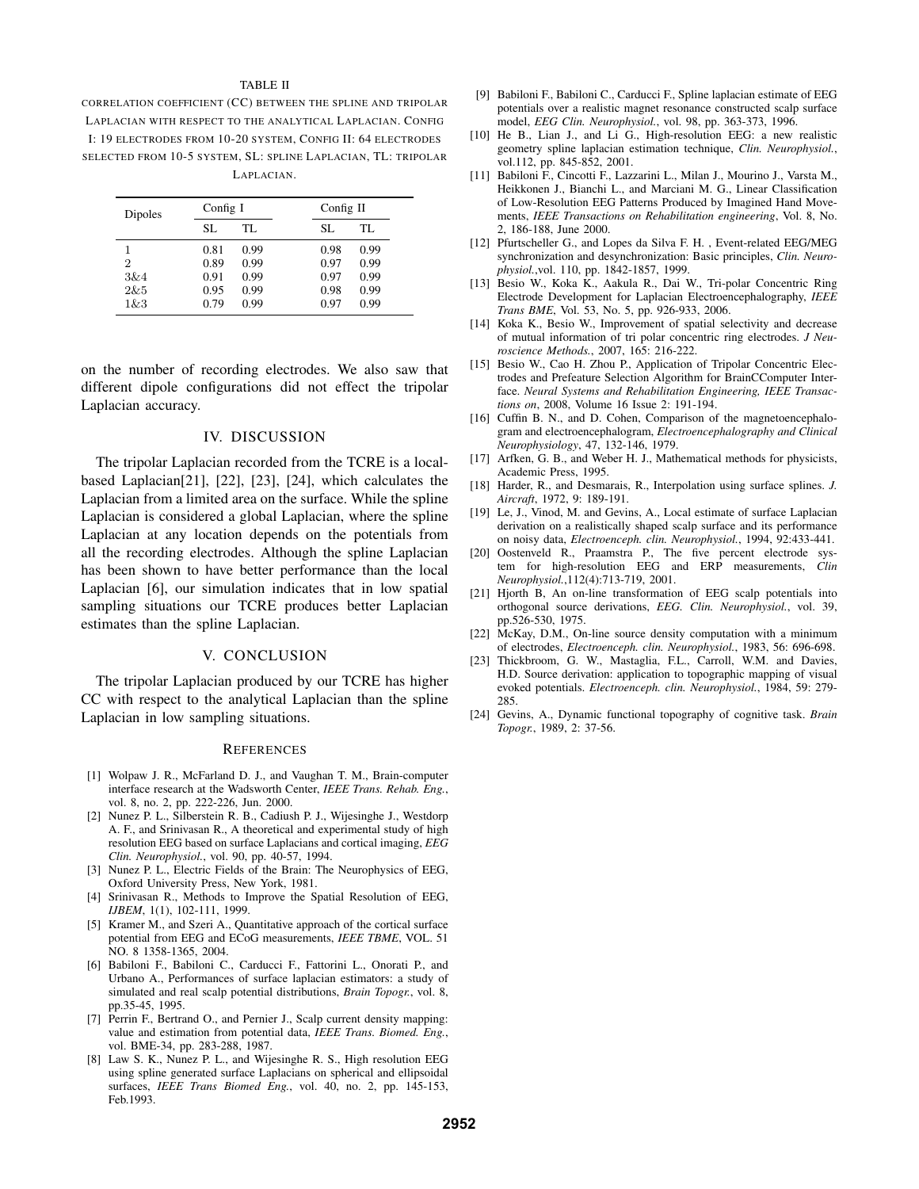TABLE II

CORRELATION COEFFICIENT (CC) BETWEEN THE SPLINE AND TRIPOLAR LAPLACIAN WITH RESPECT TO THE ANALYTICAL LAPLACIAN. CONFIG I: 19 ELECTRODES FROM 10-20 SYSTEM, CONFIG II: 64 ELECTRODES SELECTED FROM 10-5 SYSTEM, SL: SPLINE LAPLACIAN, TL: TRIPOLAR LAPLACIAN.

| Dipoles | Config I | | Config II | |
|---|---|---|---|---|
| | SL | TL | SL | TL |
| 1 | 0.81 | 0.99 | 0.98 | 0.99 |
| 2 | 0.89 | 0.99 | 0.97 | 0.99 |
| 3&4 | 0.91 | 0.99 | 0.97 | 0.99 |
| 2&5 | 0.95 | 0.99 | 0.98 | 0.99 |
| 1&3 | 0.79 | 0.99 | 0.97 | 0.99 |

on the number of recording electrodes. We also saw that different dipole configurations did not effect the tripolar Laplacian accuracy.

## IV. DISCUSSION

The tripolar Laplacian recorded from the TCRE is a local-based Laplacian[21], [22], [23], [24], which calculates the Laplacian from a limited area on the surface. While the spline Laplacian is considered a global Laplacian, where the spline Laplacian at any location depends on the potentials from all the recording electrodes. Although the spline Laplacian has been shown to have better performance than the local Laplacian [6], our simulation indicates that in low spatial sampling situations our TCRE produces better Laplacian estimates than the spline Laplacian.

## V. CONCLUSION

The tripolar Laplacian produced by our TCRE has higher CC with respect to the analytical Laplacian than the spline Laplacian in low sampling situations.

## REFERENCES

[1] Wolpaw J. R., McFarland D. J., and Vaughan T. M., Brain-computer interface research at the Wadsworth Center, *IEEE Trans. Rehab. Eng.*, vol. 8, no. 2, pp. 222-226, Jun. 2000.

[2] Nunez P. L., Silberstein R. B., Cadiush P. J., Wijesinghe J., Westdorp A. F., and Srinivasan R., A theoretical and experimental study of high resolution EEG based on surface Laplacians and cortical imaging, *EEG Clin. Neurophysiol.*, vol. 90, pp. 40-57, 1994.

[3] Nunez P. L., Electric Fields of the Brain: The Neurophysics of EEG, Oxford University Press, New York, 1981.

[4] Srinivasan R., Methods to Improve the Spatial Resolution of EEG, *IJBEM*, 1(1), 102-111, 1999.

[5] Kramer M., and Szeri A., Quantitative approach of the cortical surface potential from EEG and ECoG measurements, *IEEE TBME*, VOL. 51 NO. 8 1358-1365, 2004.

[6] Babiloni F., Babiloni C., Carducci F., Fattorini L., Onorati P., and Urbano A., Performances of surface laplacian estimators: a study of simulated and real scalp potential distributions, *Brain Topogr.*, vol. 8, pp.35-45, 1995.

[7] Perrin F., Bertrand O., and Pernier J., Scalp current density mapping: value and estimation from potential data, *IEEE Trans. Biomed. Eng.*, vol. BME-34, pp. 283-288, 1987.

[8] Law S. K., Nunez P. L., and Wijesinghe R. S., High resolution EEG using spline generated surface Laplacians on spherical and ellipsoidal surfaces, *IEEE Trans Biomed Eng.*, vol. 40, no. 2, pp. 145-153, Feb.1993.

[9] Babiloni F., Babiloni C., Carducci F., Spline laplacian estimate of EEG potentials over a realistic magnet resonance constructed scalp surface model, *EEG Clin. Neurophysiol.*, vol. 98, pp. 363-373, 1996.

[10] He B., Lian J., and Li G., High-resolution EEG: a new realistic geometry spline laplacian estimation technique, *Clin. Neurophysiol.*, vol.112, pp. 845-852, 2001.

[11] Babiloni F., Cincotti F., Lazzarini L., Milan J., Mourino J., Varsta M., Heikkonen J., Bianchi L., and Marciani M. G., Linear Classification of Low-Resolution EEG Patterns Produced by Imagined Hand Movements, *IEEE Transactions on Rehabilitation engineering*, Vol. 8, No. 2, 186-188, June 2000.

[12] Pfurtscheller G., and Lopes da Silva F. H. , Event-related EEG/MEG synchronization and desynchronization: Basic principles, *Clin. Neurophysiol.*,vol. 110, pp. 1842-1857, 1999.

[13] Besio W., Koka K., Aakula R., Dai W., Tri-polar Concentric Ring Electrode Development for Laplacian Electroencephalography, *IEEE Trans BME*, Vol. 53, No. 5, pp. 926-933, 2006.

[14] Koka K., Besio W., Improvement of spatial selectivity and decrease of mutual information of tri polar concentric ring electrodes. *J Neuroscience Methods.*, 2007, 165: 216-222.

[15] Besio W., Cao H. Zhou P., Application of Tripolar Concentric Electrodes and Prefeature Selection Algorithm for BrainCComputer Interface. *Neural Systems and Rehabilitation Engineering, IEEE Transactions on*, 2008, Volume 16 Issue 2: 191-194.

[16] Cuffin B. N., and D. Cohen, Comparison of the magnetoencephalogram and electroencephalogram, *Electroencephalography and Clinical Neurophysiology*, 47, 132-146, 1979.

[17] Arfken, G. B., and Weber H. J., Mathematical methods for physicists, Academic Press, 1995.

[18] Harder, R., and Desmarais, R., Interpolation using surface splines. *J. Aircraft*, 1972, 9: 189-191.

[19] Le, J., Vinod, M. and Gevins, A., Local estimate of surface Laplacian derivation on a realistically shaped scalp surface and its performance on noisy data, *Electroenceph. clin. Neurophysiol.*, 1994, 92:433-441.

[20] Oostenveld R., Praamstra P., The five percent electrode system for high-resolution EEG and ERP measurements, *Clin Neurophysiol.*,112(4):713-719, 2001.

[21] Hjorth B, An on-line transformation of EEG scalp potentials into orthogonal source derivations, *EEG. Clin. Neurophysiol.*, vol. 39, pp.526-530, 1975.

[22] McKay, D.M., On-line source density computation with a minimum of electrodes, *Electroenceph. clin. Neurophysiol.*, 1983, 56: 696-698.

[23] Thickbroom, G. W., Mastaglia, F.L., Carroll, W.M. and Davies, H.D. Source derivation: application to topographic mapping of visual evoked potentials. *Electroenceph. clin. Neurophysiol.*, 1984, 59: 279-285.

[24] Gevins, A., Dynamic functional topography of cognitive task. *Brain Topogr.*, 1989, 2: 37-56.